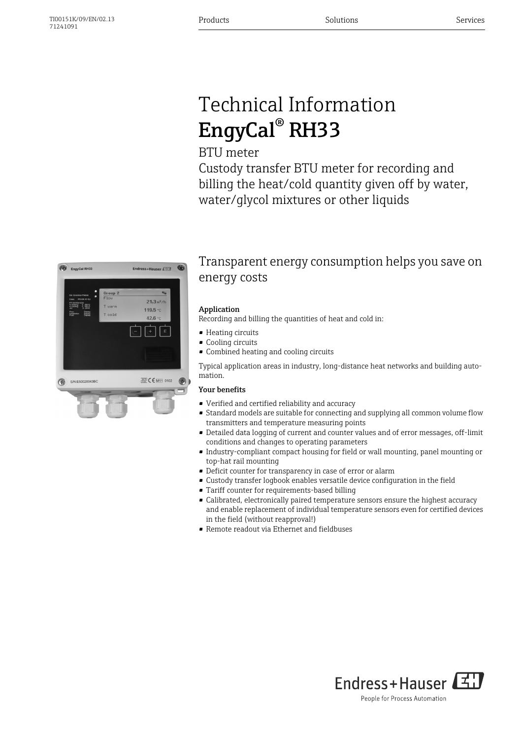TI00151K/09/EN/02.13
71241091

Products Solutions Services

# Technical Information
# EngyCal® RH33

BTU meter
Custody transfer BTU meter for recording and billing the heat/cold quantity given off by water, water/glycol mixtures or other liquids

## Transparent energy consumption helps you save on energy costs

### Application

Recording and billing the quantities of heat and cold in:

- Heating circuits
- Cooling circuits
- Combined heating and cooling circuits

Typical application areas in industry, long-distance heat networks and building automation.

### Your benefits

- Verified and certified reliability and accuracy
- Standard models are suitable for connecting and supplying all common volume flow transmitters and temperature measuring points
- Detailed data logging of current and counter values and of error messages, off-limit conditions and changes to operating parameters
- Industry-compliant compact housing for field or wall mounting, panel mounting or top-hat rail mounting
- Deficit counter for transparency in case of error or alarm
- Custody transfer logbook enables versatile device configuration in the field
- Tariff counter for requirements-based billing
- Calibrated, electronically paired temperature sensors ensure the highest accuracy and enable replacement of individual temperature sensors even for certified devices in the field (without reapproval!)
- Remote readout via Ethernet and fieldbuses

Endress+Hauser
People for Process Automation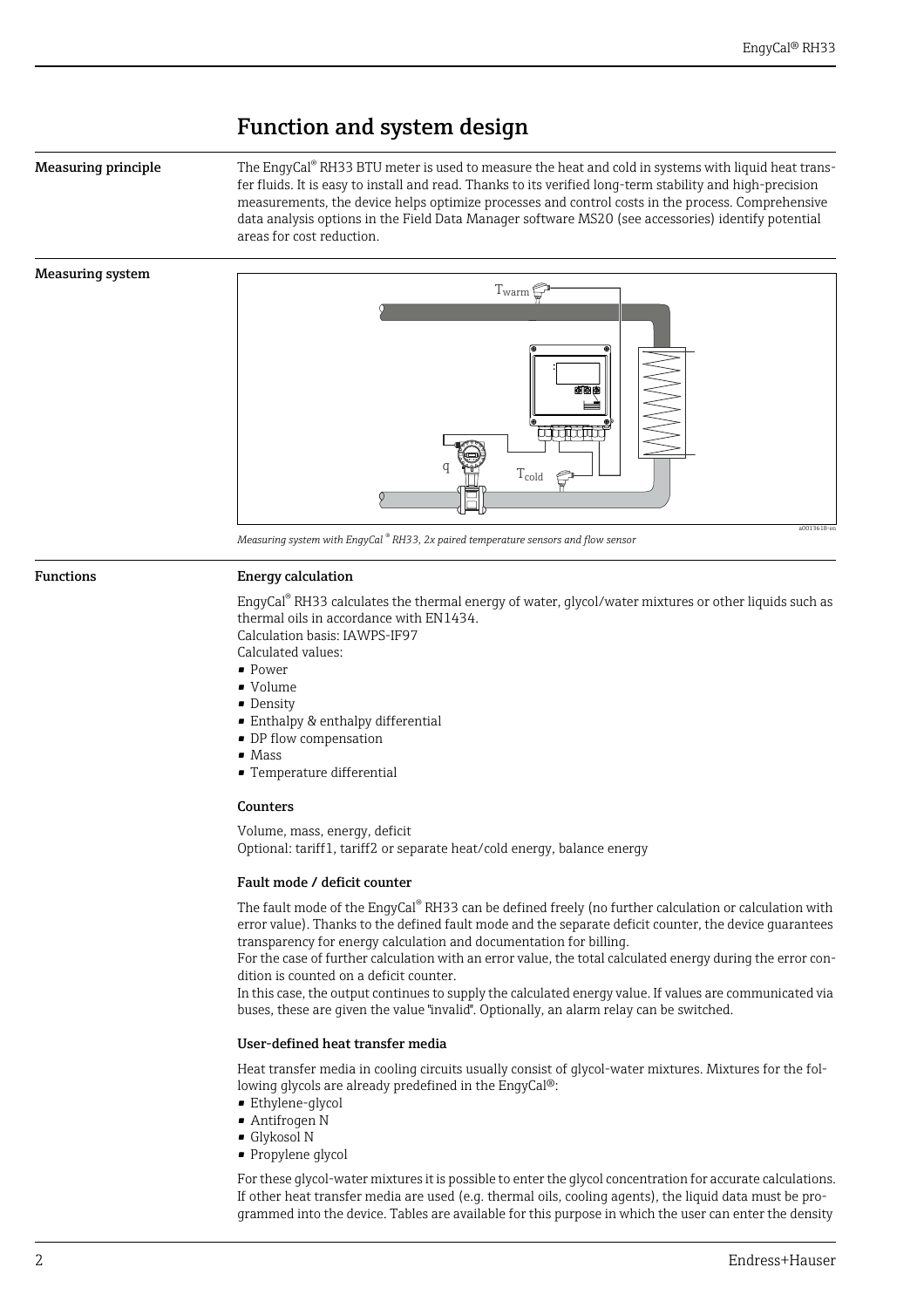# Function and system design

**Measuring principle**

The EngyCal® RH33 BTU meter is used to measure the heat and cold in systems with liquid heat transfer fluids. It is easy to install and read. Thanks to its verified long-term stability and high-precision measurements, the device helps optimize processes and control costs in the process. Comprehensive data analysis options in the Field Data Manager software MS20 (see accessories) identify potential areas for cost reduction.

**Measuring system**

$T_{warm}$

q

$T_{cold}$

a0013618-en

*Measuring system with EngyCal® RH33, 2x paired temperature sensors and flow sensor*

**Functions**

### Energy calculation

EngyCal® RH33 calculates the thermal energy of water, glycol/water mixtures or other liquids such as thermal oils in accordance with EN1434.
Calculation basis: IAWPS-IF97
Calculated values:

- Power
- Volume
- Density
- Enthalpy & enthalpy differential
- DP flow compensation
- Mass
- Temperature differential

### Counters

Volume, mass, energy, deficit
Optional: tariff1, tariff2 or separate heat/cold energy, balance energy

### Fault mode / deficit counter

The fault mode of the EngyCal® RH33 can be defined freely (no further calculation or calculation with error value). Thanks to the defined fault mode and the separate deficit counter, the device guarantees transparency for energy calculation and documentation for billing.
For the case of further calculation with an error value, the total calculated energy during the error condition is counted on a deficit counter.
In this case, the output continues to supply the calculated energy value. If values are communicated via buses, these are given the value "invalid". Optionally, an alarm relay can be switched.

### User-defined heat transfer media

Heat transfer media in cooling circuits usually consist of glycol-water mixtures. Mixtures for the following glycols are already predefined in the EngyCal®:

- Ethylene-glycol
- Antifrogen N
- Glykosol N
- Propylene glycol

For these glycol-water mixtures it is possible to enter the glycol concentration for accurate calculations. If other heat transfer media are used (e.g. thermal oils, cooling agents), the liquid data must be programmed into the device. Tables are available for this purpose in which the user can enter the density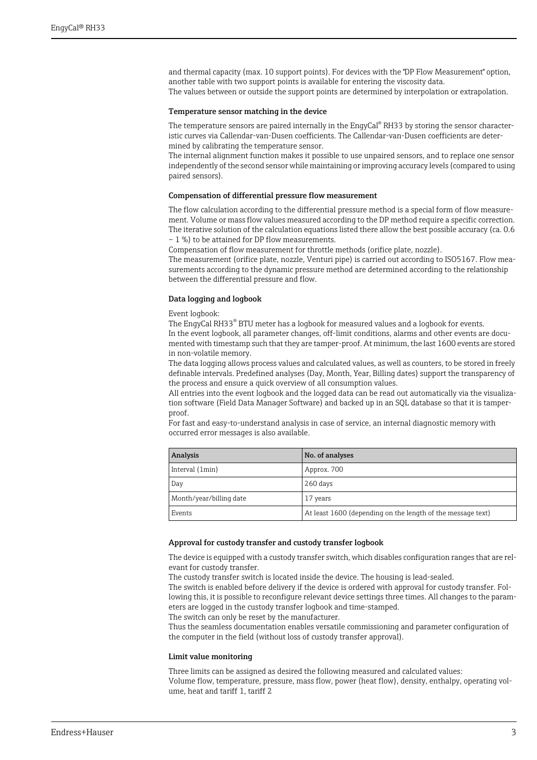and thermal capacity (max. 10 support points). For devices with the "DP Flow Measurement" option, another table with two support points is available for entering the viscosity data.
The values between or outside the support points are determined by interpolation or extrapolation.

### Temperature sensor matching in the device

The temperature sensors are paired internally in the EngyCal® RH33 by storing the sensor characteristic curves via Callendar-van-Dusen coefficients. The Callendar-van-Dusen coefficients are determined by calibrating the temperature sensor.
The internal alignment function makes it possible to use unpaired sensors, and to replace one sensor independently of the second sensor while maintaining or improving accuracy levels (compared to using paired sensors).

### Compensation of differential pressure flow measurement

The flow calculation according to the differential pressure method is a special form of flow measurement. Volume or mass flow values measured according to the DP method require a specific correction. The iterative solution of the calculation equations listed there allow the best possible accuracy (ca. 0.6 – 1 %) to be attained for DP flow measurements.
Compensation of flow measurement for throttle methods (orifice plate, nozzle).
The measurement (orifice plate, nozzle, Venturi pipe) is carried out according to ISO5167. Flow measurements according to the dynamic pressure method are determined according to the relationship between the differential pressure and flow.

### Data logging and logbook

Event logbook:
The EngyCal RH33® BTU meter has a logbook for measured values and a logbook for events.
In the event logbook, all parameter changes, off-limit conditions, alarms and other events are documented with timestamp such that they are tamper-proof. At minimum, the last 1600 events are stored in non-volatile memory.
The data logging allows process values and calculated values, as well as counters, to be stored in freely definable intervals. Predefined analyses (Day, Month, Year, Billing dates) support the transparency of the process and ensure a quick overview of all consumption values.
All entries into the event logbook and the logged data can be read out automatically via the visualization software (Field Data Manager Software) and backed up in an SQL database so that it is tamper-proof.
For fast and easy-to-understand analysis in case of service, an internal diagnostic memory with occurred error messages is also available.

| Analysis | No. of analyses |
|---|---|
| Interval (1min) | Approx. 700 |
| Day | 260 days |
| Month/year/billing date | 17 years |
| Events | At least 1600 (depending on the length of the message text) |

### Approval for custody transfer and custody transfer logbook

The device is equipped with a custody transfer switch, which disables configuration ranges that are relevant for custody transfer.
The custody transfer switch is located inside the device. The housing is lead-sealed.
The switch is enabled before delivery if the device is ordered with approval for custody transfer. Following this, it is possible to reconfigure relevant device settings three times. All changes to the parameters are logged in the custody transfer logbook and time-stamped.
The switch can only be reset by the manufacturer.
Thus the seamless documentation enables versatile commissioning and parameter configuration of the computer in the field (without loss of custody transfer approval).

### Limit value monitoring

Three limits can be assigned as desired the following measured and calculated values:
Volume flow, temperature, pressure, mass flow, power (heat flow), density, enthalpy, operating volume, heat and tariff 1, tariff 2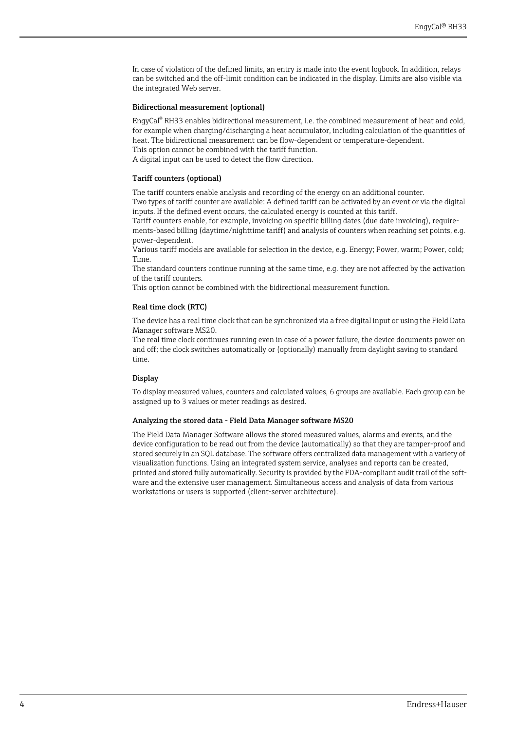In case of violation of the defined limits, an entry is made into the event logbook. In addition, relays can be switched and the off-limit condition can be indicated in the display. Limits are also visible via the integrated Web server.

#### Bidirectional measurement (optional)

EngyCal® RH33 enables bidirectional measurement, i.e. the combined measurement of heat and cold, for example when charging/discharging a heat accumulator, including calculation of the quantities of heat. The bidirectional measurement can be flow-dependent or temperature-dependent.
This option cannot be combined with the tariff function.
A digital input can be used to detect the flow direction.

#### Tariff counters (optional)

The tariff counters enable analysis and recording of the energy on an additional counter.
Two types of tariff counter are available: A defined tariff can be activated by an event or via the digital inputs. If the defined event occurs, the calculated energy is counted at this tariff.
Tariff counters enable, for example, invoicing on specific billing dates (due date invoicing), requirements-based billing (daytime/nighttime tariff) and analysis of counters when reaching set points, e.g. power-dependent.
Various tariff models are available for selection in the device, e.g. Energy; Power, warm; Power, cold; Time.
The standard counters continue running at the same time, e.g. they are not affected by the activation of the tariff counters.
This option cannot be combined with the bidirectional measurement function.

#### Real time clock (RTC)

The device has a real time clock that can be synchronized via a free digital input or using the Field Data Manager software MS20.
The real time clock continues running even in case of a power failure, the device documents power on and off; the clock switches automatically or (optionally) manually from daylight saving to standard time.

#### Display

To display measured values, counters and calculated values, 6 groups are available. Each group can be assigned up to 3 values or meter readings as desired.

#### Analyzing the stored data - Field Data Manager software MS20

The Field Data Manager Software allows the stored measured values, alarms and events, and the device configuration to be read out from the device (automatically) so that they are tamper-proof and stored securely in an SQL database. The software offers centralized data management with a variety of visualization functions. Using an integrated system service, analyses and reports can be created, printed and stored fully automatically. Security is provided by the FDA-compliant audit trail of the software and the extensive user management. Simultaneous access and analysis of data from various workstations or users is supported (client-server architecture).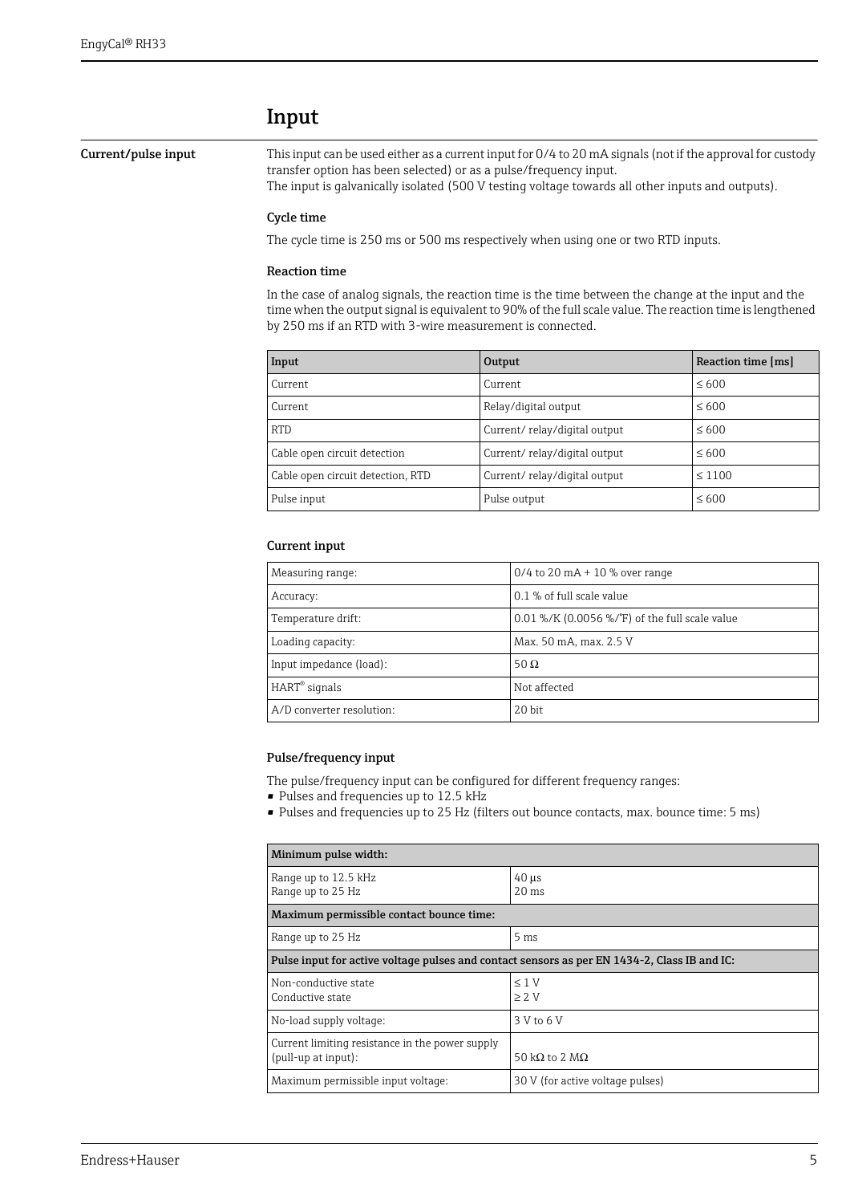# Input

## Current/pulse input

This input can be used either as a current input for 0/4 to 20 mA signals (not if the approval for custody transfer option has been selected) or as a pulse/frequency input.
The input is galvanically isolated (500 V testing voltage towards all other inputs and outputs).

### Cycle time

The cycle time is 250 ms or 500 ms respectively when using one or two RTD inputs.

### Reaction time

In the case of analog signals, the reaction time is the time between the change at the input and the time when the output signal is equivalent to 90% of the full scale value. The reaction time is lengthened by 250 ms if an RTD with 3-wire measurement is connected.

| Input | Output | Reaction time [ms] |
|---|---|---|
| Current | Current | ≤ 600 |
| Current | Relay/digital output | ≤ 600 |
| RTD | Current/ relay/digital output | ≤ 600 |
| Cable open circuit detection | Current/ relay/digital output | ≤ 600 |
| Cable open circuit detection, RTD | Current/ relay/digital output | ≤ 1100 |
| Pulse input | Pulse output | ≤ 600 |

### Current input

| | |
|---|---|
| Measuring range: | 0/4 to 20 mA + 10 % over range |
| Accuracy: | 0.1 % of full scale value |
| Temperature drift: | 0.01 %/K (0.0056 %/°F) of the full scale value |
| Loading capacity: | Max. 50 mA, max. 2.5 V |
| Input impedance (load): | 50 Ω |
| HART® signals | Not affected |
| A/D converter resolution: | 20 bit |

### Pulse/frequency input

The pulse/frequency input can be configured for different frequency ranges:
- Pulses and frequencies up to 12.5 kHz
- Pulses and frequencies up to 25 Hz (filters out bounce contacts, max. bounce time: 5 ms)

| Minimum pulse width: | |
|---|---|
| Range up to 12.5 kHz<br>Range up to 25 Hz | 40 µs<br>20 ms |
| **Maximum permissible contact bounce time:** | |
| Range up to 25 Hz | 5 ms |
| **Pulse input for active voltage pulses and contact sensors as per EN 1434-2, Class IB and IC:** | |
| Non-conductive state<br>Conductive state | ≤ 1 V<br>≥ 2 V |
| No-load supply voltage: | 3 V to 6 V |
| Current limiting resistance in the power supply (pull-up at input): | 50 kΩ to 2 MΩ |
| Maximum permissible input voltage: | 30 V (for active voltage pulses) |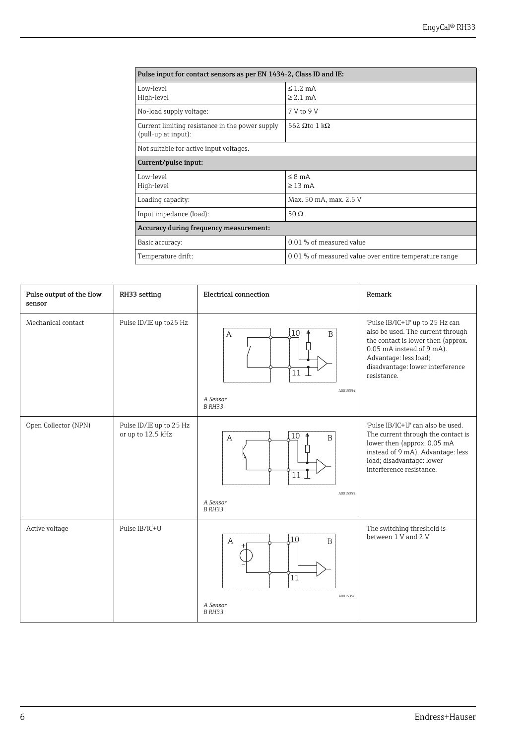| Pulse input for contact sensors as per EN 1434-2, Class ID and IE: | |
|---|---|
| Low-level<br>High-level | ≤ 1.2 mA<br>≥ 2.1 mA |
| No-load supply voltage: | 7 V to 9 V |
| Current limiting resistance in the power supply (pull-up at input): | 562 Ωto 1 kΩ |
| Not suitable for active input voltages. | |
| **Current/pulse input:** | |
| Low-level<br>High-level | ≤ 8 mA<br>≥ 13 mA |
| Loading capacity: | Max. 50 mA, max. 2.5 V |
| Input impedance (load): | 50 Ω |
| **Accuracy during frequency measurement:** | |
| Basic accuracy: | 0.01 % of measured value |
| Temperature drift: | 0.01 % of measured value over entire temperature range |

| Pulse output of the flow sensor | RH33 setting | Electrical connection | Remark |
|---|---|---|---|
| Mechanical contact | Pulse ID/IE up to25 Hz | A 10 B 11<br>A0015354<br>*A Sensor*<br>*B RH33* | "Pulse IB/IC+U" up to 25 Hz can also be used. The current through the contact is lower then (approx. 0.05 mA instead of 9 mA). Advantage: less load; disadvantage: lower interference resistance. |
| Open Collector (NPN) | Pulse ID/IE up to 25 Hz or up to 12.5 kHz | A 10 B 11<br>A0015355<br>*A Sensor*<br>*B RH33* | "Pulse IB/IC+U" can also be used. The current through the contact is lower then (approx. 0.05 mA instead of 9 mA). Advantage: less load; disadvantage: lower interference resistance. |
| Active voltage | Pulse IB/IC+U | A 10 B 11<br>A0015356<br>*A Sensor*<br>*B RH33* | The switching threshold is between 1 V and 2 V |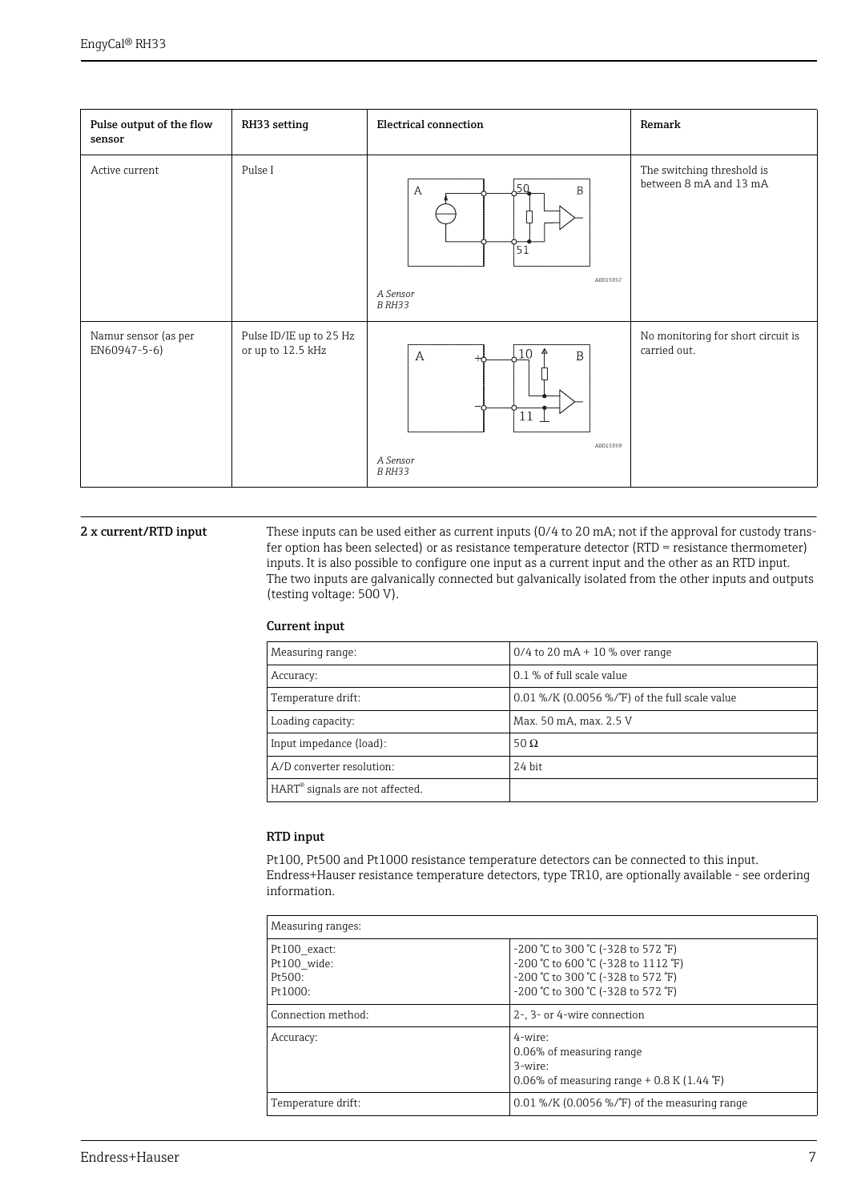| Pulse output of the flow sensor | RH33 setting | Electrical connection | Remark |
|---|---|---|---|
| Active current | Pulse I | A 50 B 51 A0015357 *A Sensor* *B RH33* | The switching threshold is between 8 mA and 13 mA |
| Namur sensor (as per EN60947-5-6) | Pulse ID/IE up to 25 Hz or up to 12.5 kHz | A + 10 B – 11 A0015359 *A Sensor* *B RH33* | No monitoring for short circuit is carried out. |

## 2 x current/RTD input

These inputs can be used either as current inputs (0/4 to 20 mA; not if the approval for custody transfer option has been selected) or as resistance temperature detector (RTD = resistance thermometer) inputs. It is also possible to configure one input as a current input and the other as an RTD input. The two inputs are galvanically connected but galvanically isolated from the other inputs and outputs (testing voltage: 500 V).

### Current input

| | |
|---|---|
| Measuring range: | 0/4 to 20 mA + 10 % over range |
| Accuracy: | 0.1 % of full scale value |
| Temperature drift: | 0.01 %/K (0.0056 %/°F) of the full scale value |
| Loading capacity: | Max. 50 mA, max. 2.5 V |
| Input impedance (load): | 50 Ω |
| A/D converter resolution: | 24 bit |
| HART® signals are not affected. | |

### RTD input

Pt100, Pt500 and Pt1000 resistance temperature detectors can be connected to this input. Endress+Hauser resistance temperature detectors, type TR10, are optionally available - see ordering information.

| Measuring ranges: | |
|---|---|
| Pt100_exact:<br>Pt100_wide:<br>Pt500:<br>Pt1000: | -200 °C to 300 °C (-328 to 572 °F)<br>-200 °C to 600 °C (-328 to 1112 °F)<br>-200 °C to 300 °C (-328 to 572 °F)<br>-200 °C to 300 °C (-328 to 572 °F) |
| Connection method: | 2-, 3- or 4-wire connection |
| Accuracy: | 4-wire:<br>0.06% of measuring range<br>3-wire:<br>0.06% of measuring range + 0.8 K (1.44 °F) |
| Temperature drift: | 0.01 %/K (0.0056 %/°F) of the measuring range |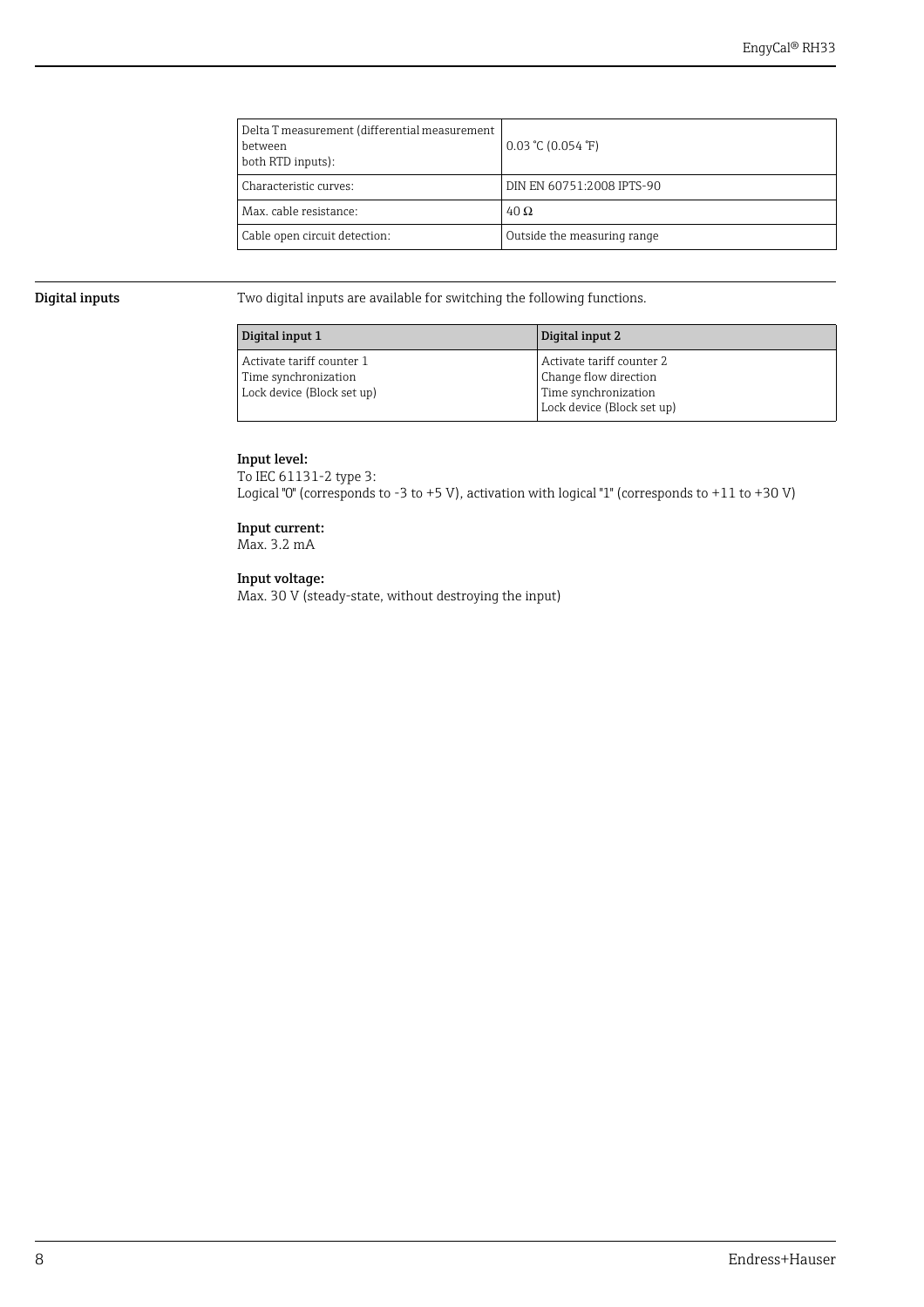| | |
|---|---|
| Delta T measurement (differential measurement between both RTD inputs): | 0.03 °C (0.054 °F) |
| Characteristic curves: | DIN EN 60751:2008 IPTS-90 |
| Max. cable resistance: | 40 Ω |
| Cable open circuit detection: | Outside the measuring range |

## Digital inputs

Two digital inputs are available for switching the following functions.

| Digital input 1 | Digital input 2 |
|---|---|
| Activate tariff counter 1<br>Time synchronization<br>Lock device (Block set up) | Activate tariff counter 2<br>Change flow direction<br>Time synchronization<br>Lock device (Block set up) |

**Input level:**
To IEC 61131-2 type 3:
Logical "0" (corresponds to -3 to +5 V), activation with logical "1" (corresponds to +11 to +30 V)

**Input current:**
Max. 3.2 mA

**Input voltage:**
Max. 30 V (steady-state, without destroying the input)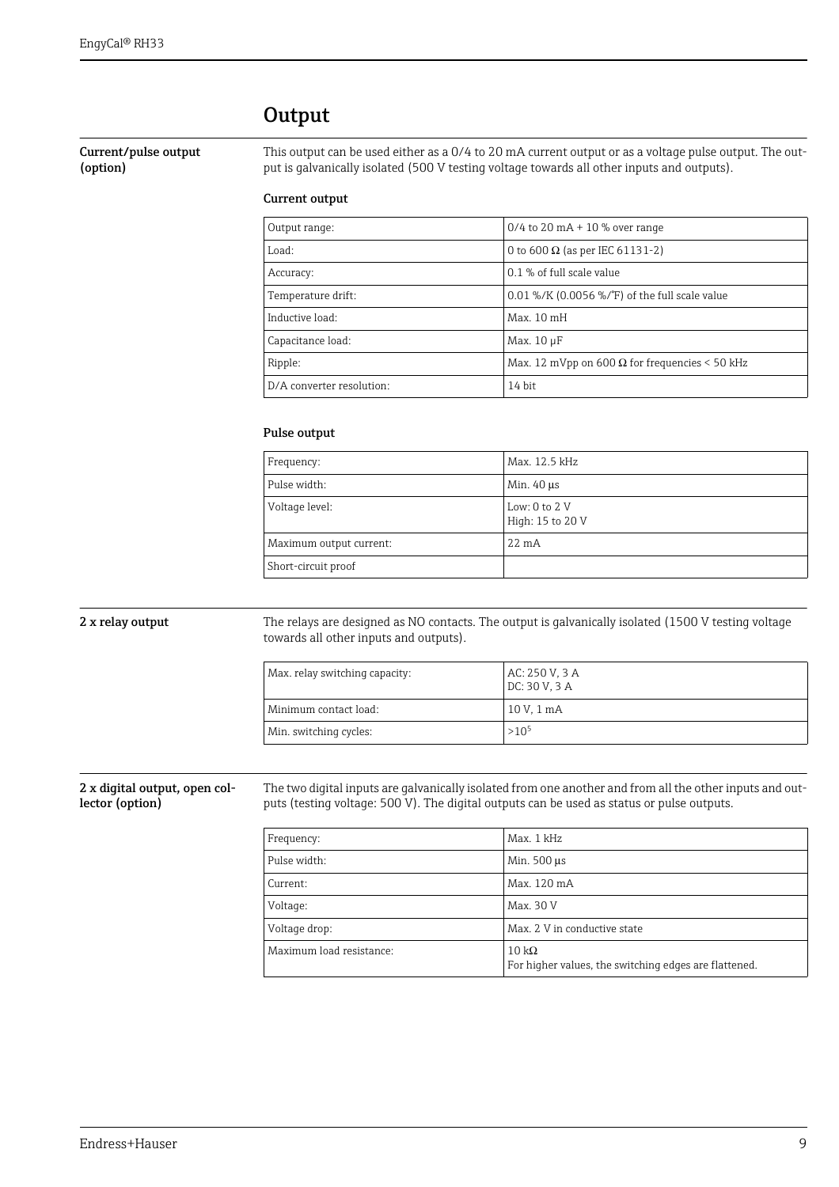# Output

### Current/pulse output (option)

This output can be used either as a 0/4 to 20 mA current output or as a voltage pulse output. The output is galvanically isolated (500 V testing voltage towards all other inputs and outputs).

#### Current output

| | |
|---|---|
| Output range: | 0/4 to 20 mA + 10 % over range |
| Load: | 0 to 600 Ω (as per IEC 61131-2) |
| Accuracy: | 0.1 % of full scale value |
| Temperature drift: | 0.01 %/K (0.0056 %/°F) of the full scale value |
| Inductive load: | Max. 10 mH |
| Capacitance load: | Max. 10 µF |
| Ripple: | Max. 12 mVpp on 600 Ω for frequencies < 50 kHz |
| D/A converter resolution: | 14 bit |

#### Pulse output

| | |
|---|---|
| Frequency: | Max. 12.5 kHz |
| Pulse width: | Min. 40 µs |
| Voltage level: | Low: 0 to 2 V<br>High: 15 to 20 V |
| Maximum output current: | 22 mA |
| Short-circuit proof | |

### 2 x relay output

The relays are designed as NO contacts. The output is galvanically isolated (1500 V testing voltage towards all other inputs and outputs).

| | |
|---|---|
| Max. relay switching capacity: | AC: 250 V, 3 A<br>DC: 30 V, 3 A |
| Minimum contact load: | 10 V, 1 mA |
| Min. switching cycles: | $>10^5$ |

### 2 x digital output, open collector (option)

The two digital inputs are galvanically isolated from one another and from all the other inputs and outputs (testing voltage: 500 V). The digital outputs can be used as status or pulse outputs.

| | |
|---|---|
| Frequency: | Max. 1 kHz |
| Pulse width: | Min. 500 µs |
| Current: | Max. 120 mA |
| Voltage: | Max. 30 V |
| Voltage drop: | Max. 2 V in conductive state |
| Maximum load resistance: | 10 kΩ<br>For higher values, the switching edges are flattened. |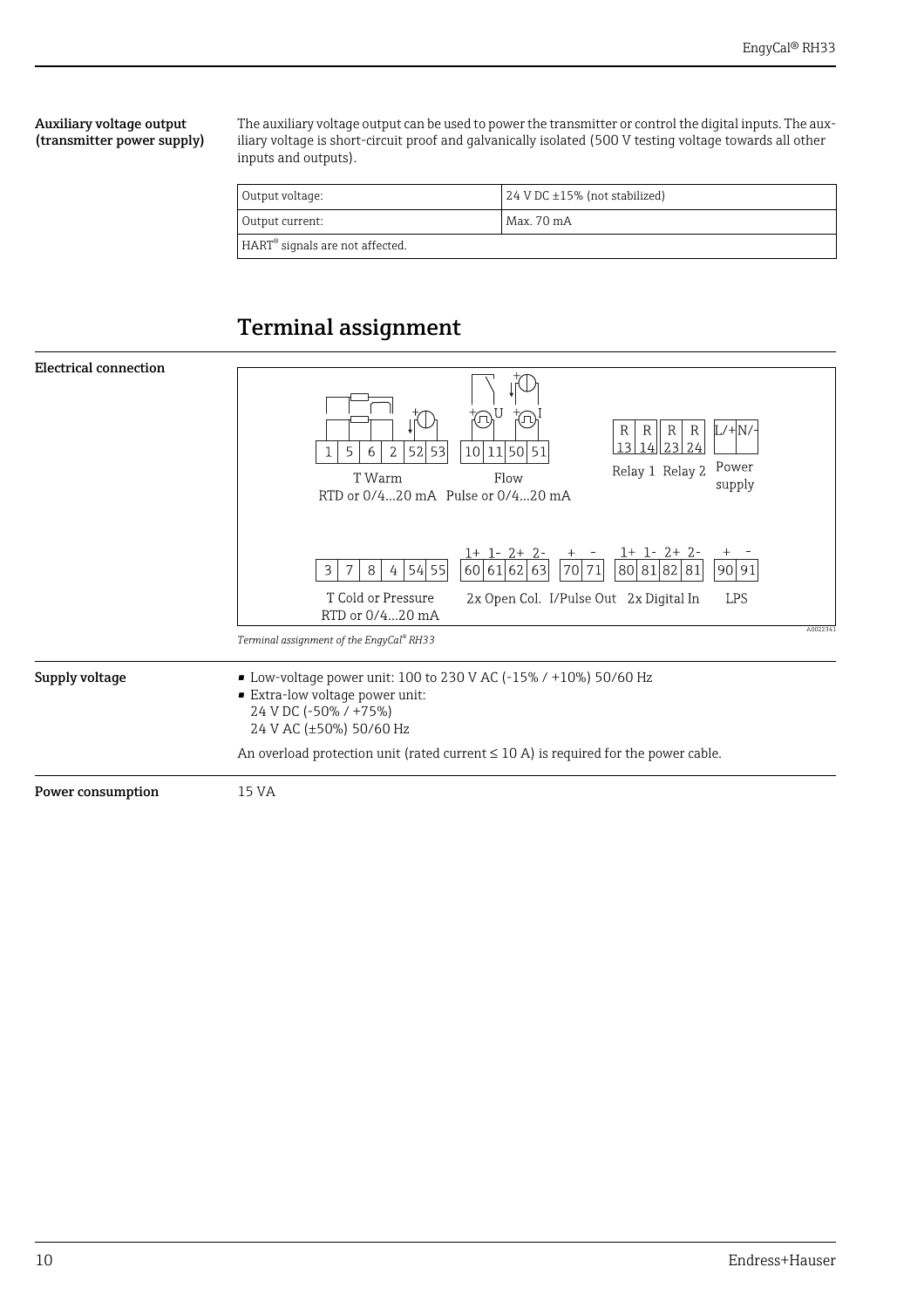**Auxiliary voltage output (transmitter power supply)**

The auxiliary voltage output can be used to power the transmitter or control the digital inputs. The auxiliary voltage is short-circuit proof and galvanically isolated (500 V testing voltage towards all other inputs and outputs).

| | |
|---|---|
| Output voltage: | 24 V DC ±15% (not stabilized) |
| Output current: | Max. 70 mA |
| HART® signals are not affected. | |

# Terminal assignment

**Electrical connection**

1 5 6 2 52 53

T Warm
RTD or 0/4...20 mA

U I

10 11 50 51

Flow
Pulse or 0/4...20 mA

R R R R
13 14 23 24

Relay 1 Relay 2

L/+ N/-

Power supply

3 7 8 4 54 55

T Cold or Pressure
RTD or 0/4...20 mA

1+ 1- 2+ 2-
60 61 62 63

2x Open Col.

+ -
70 71

I/Pulse Out

1+ 1- 2+ 2-
80 81 82 81

2x Digital In

+ -
90 91

LPS

A0022341

*Terminal assignment of the EngyCal® RH33*

**Supply voltage**

- Low-voltage power unit: 100 to 230 V AC (-15% / +10%) 50/60 Hz
- Extra-low voltage power unit:
  24 V DC (-50% / +75%)
  24 V AC (±50%) 50/60 Hz

An overload protection unit (rated current ≤ 10 A) is required for the power cable.

**Power consumption**

15 VA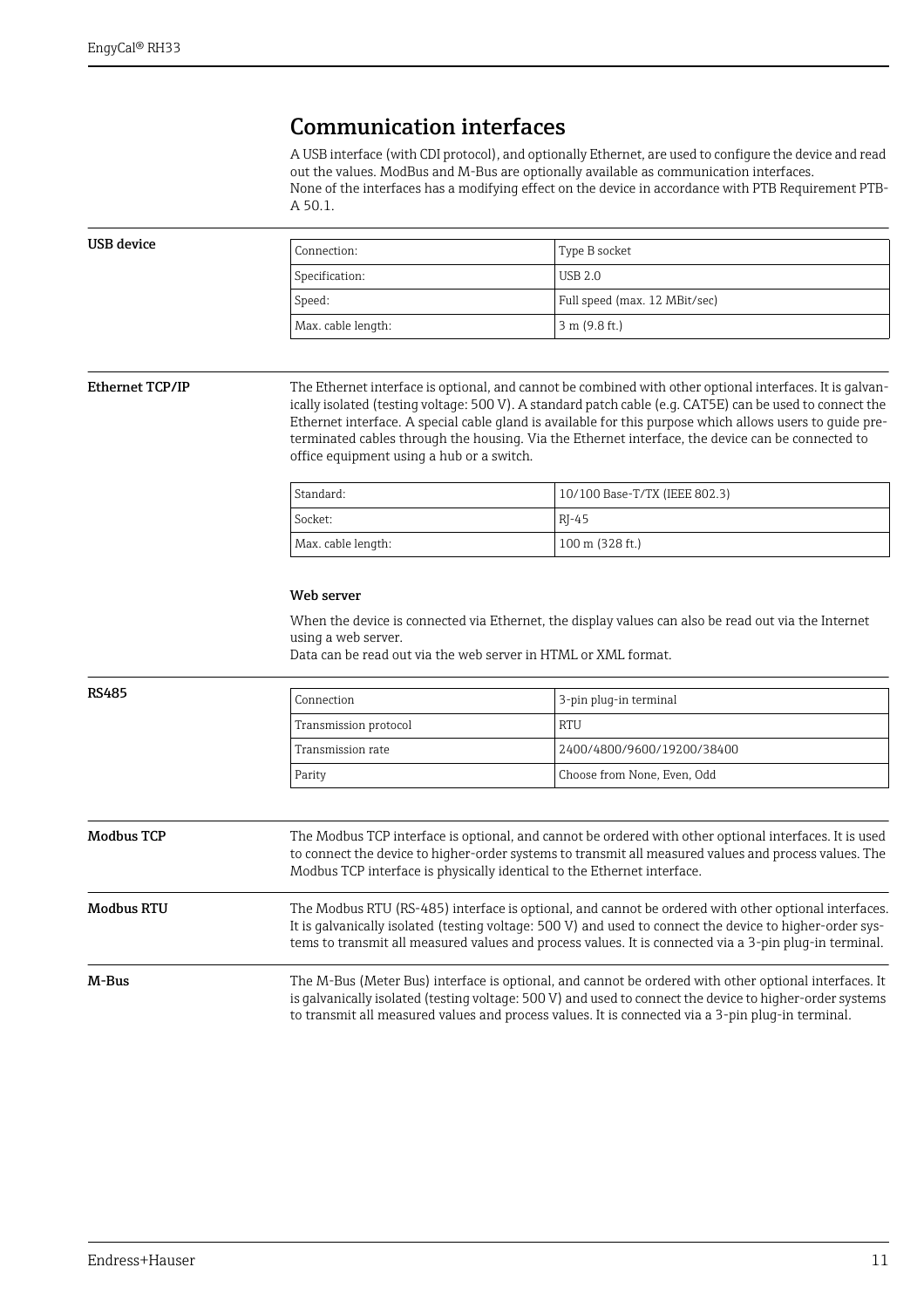## Communication interfaces

A USB interface (with CDI protocol), and optionally Ethernet, are used to configure the device and read out the values. ModBus and M-Bus are optionally available as communication interfaces.
None of the interfaces has a modifying effect on the device in accordance with PTB Requirement PTB-A 50.1.

### USB device

| | |
|---|---|
| Connection: | Type B socket |
| Specification: | USB 2.0 |
| Speed: | Full speed (max. 12 MBit/sec) |
| Max. cable length: | 3 m (9.8 ft.) |

### Ethernet TCP/IP

The Ethernet interface is optional, and cannot be combined with other optional interfaces. It is galvanically isolated (testing voltage: 500 V). A standard patch cable (e.g. CAT5E) can be used to connect the Ethernet interface. A special cable gland is available for this purpose which allows users to guide pre-terminated cables through the housing. Via the Ethernet interface, the device can be connected to office equipment using a hub or a switch.

| | |
|---|---|
| Standard: | 10/100 Base-T/TX (IEEE 802.3) |
| Socket: | RJ-45 |
| Max. cable length: | 100 m (328 ft.) |

#### Web server

When the device is connected via Ethernet, the display values can also be read out via the Internet using a web server.
Data can be read out via the web server in HTML or XML format.

### RS485

| | |
|---|---|
| Connection | 3-pin plug-in terminal |
| Transmission protocol | RTU |
| Transmission rate | 2400/4800/9600/19200/38400 |
| Parity | Choose from None, Even, Odd |

### Modbus TCP

The Modbus TCP interface is optional, and cannot be ordered with other optional interfaces. It is used to connect the device to higher-order systems to transmit all measured values and process values. The Modbus TCP interface is physically identical to the Ethernet interface.

### Modbus RTU

The Modbus RTU (RS-485) interface is optional, and cannot be ordered with other optional interfaces. It is galvanically isolated (testing voltage: 500 V) and used to connect the device to higher-order systems to transmit all measured values and process values. It is connected via a 3-pin plug-in terminal.

### M-Bus

The M-Bus (Meter Bus) interface is optional, and cannot be ordered with other optional interfaces. It is galvanically isolated (testing voltage: 500 V) and used to connect the device to higher-order systems to transmit all measured values and process values. It is connected via a 3-pin plug-in terminal.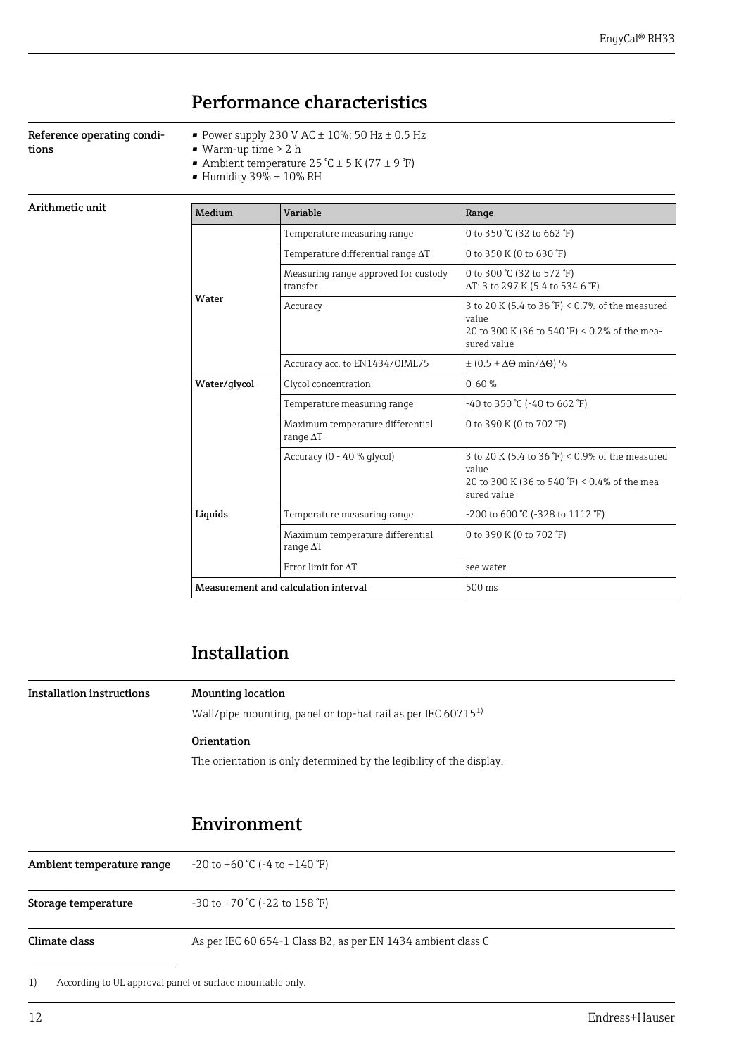## Performance characteristics

**Reference operating conditions**

- Power supply 230 V AC ± 10%; 50 Hz ± 0.5 Hz
- Warm-up time > 2 h
- Ambient temperature 25 °C ± 5 K (77 ± 9 °F)
- Humidity 39% ± 10% RH

**Arithmetic unit**

| Medium | Variable | Range |
|---|---|---|
| Water | Temperature measuring range | 0 to 350 °C (32 to 662 °F) |
| | Temperature differential range ΔT | 0 to 350 K (0 to 630 °F) |
| | Measuring range approved for custody transfer | 0 to 300 °C (32 to 572 °F)<br>ΔT: 3 to 297 K (5.4 to 534.6 °F) |
| | Accuracy | 3 to 20 K (5.4 to 36 °F) < 0.7% of the measured value<br>20 to 300 K (36 to 540 °F) < 0.2% of the measured value |
| | Accuracy acc. to EN1434/OIML75 | ± (0.5 + ΔΘ min/ΔΘ) % |
| Water/glycol | Glycol concentration | 0-60 % |
| | Temperature measuring range | -40 to 350 °C (-40 to 662 °F) |
| | Maximum temperature differential range ΔT | 0 to 390 K (0 to 702 °F) |
| | Accuracy (0 - 40 % glycol) | 3 to 20 K (5.4 to 36 °F) < 0.9% of the measured value<br>20 to 300 K (36 to 540 °F) < 0.4% of the measured value |
| Liquids | Temperature measuring range | -200 to 600 °C (-328 to 1112 °F) |
| | Maximum temperature differential range ΔT | 0 to 390 K (0 to 702 °F) |
| | Error limit for ΔT | see water |
| Measurement and calculation interval | | 500 ms |

## Installation

**Installation instructions**

**Mounting location**

Wall/pipe mounting, panel or top-hat rail as per IEC 60715[1)]

**Orientation**

The orientation is only determined by the legibility of the display.

## Environment

**Ambient temperature range** -20 to +60 °C (-4 to +140 °F)

**Storage temperature** -30 to +70 °C (-22 to 158 °F)

**Climate class** As per IEC 60 654-1 Class B2, as per EN 1434 ambient class C

1) According to UL approval panel or surface mountable only.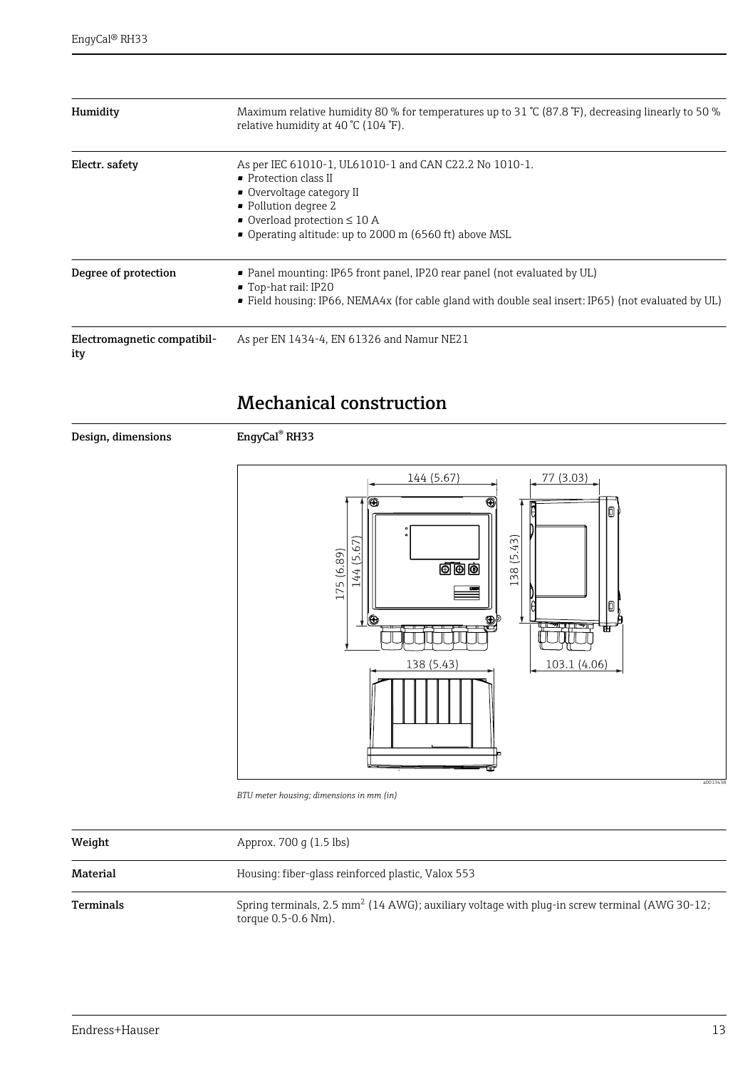| | |
|---|---|
| **Humidity** | Maximum relative humidity 80 % for temperatures up to 31 °C (87.8 °F), decreasing linearly to 50 % relative humidity at 40 °C (104 °F). |
| **Electr. safety** | As per IEC 61010-1, UL61010-1 and CAN C22.2 No 1010-1.<br>▪ Protection class II<br>▪ Overvoltage category II<br>▪ Pollution degree 2<br>▪ Overload protection ≤ 10 A<br>▪ Operating altitude: up to 2000 m (6560 ft) above MSL |
| **Degree of protection** | ▪ Panel mounting: IP65 front panel, IP20 rear panel (not evaluated by UL)<br>▪ Top-hat rail: IP20<br>▪ Field housing: IP66, NEMA4x (for cable gland with double seal insert: IP65) (not evaluated by UL) |
| **Electromagnetic compatibility** | As per EN 1434-4, EN 61326 and Namur NE21 |

## Mechanical construction

**Design, dimensions**

**EngyCal® RH33**

144 (5.67)
77 (3.03)
175 (6.89)
144 (5.67)
138 (5.43)
138 (5.43)
103.1 (4.06)
a0013438

*BTU meter housing; dimensions in mm (in)*

| | |
|---|---|
| **Weight** | Approx. 700 g (1.5 lbs) |
| **Material** | Housing: fiber-glass reinforced plastic, Valox 553 |
| **Terminals** | Spring terminals, 2.5 $mm^2$ (14 AWG); auxiliary voltage with plug-in screw terminal (AWG 30-12; torque 0.5-0.6 Nm). |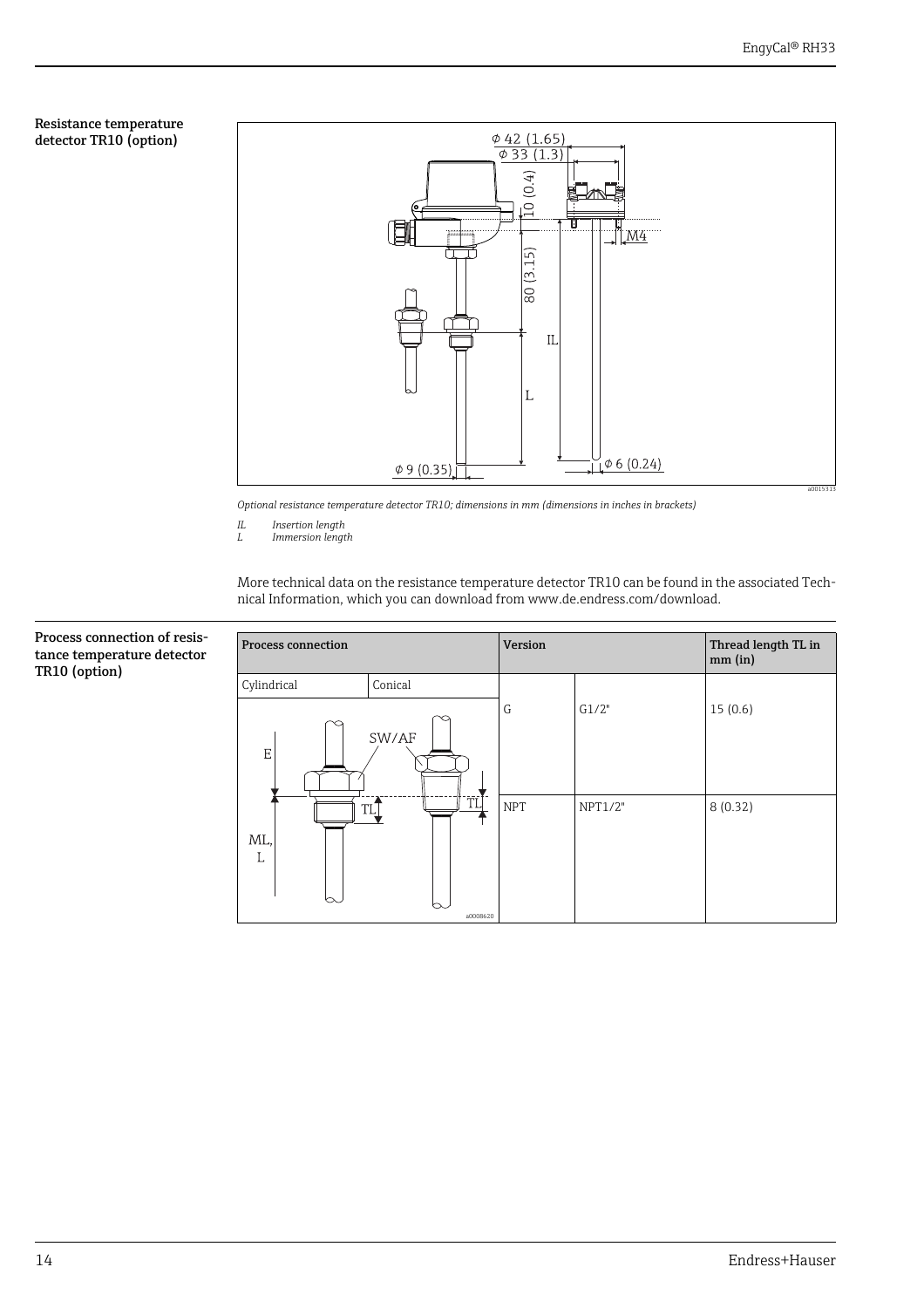## Resistance temperature detector TR10 (option)

Φ 42 (1.65)
Φ 33 (1.3)
10 (0.4)
M4
80 (3.15)
IL
L
Φ 9 (0.35)
Φ 6 (0.24)
a0015333

*Optional resistance temperature detector TR10; dimensions in mm (dimensions in inches in brackets)*

*IL Insertion length*
*L Immersion length*

More technical data on the resistance temperature detector TR10 can be found in the associated Technical Information, which you can download from www.de.endress.com/download.

## Process connection of resistance temperature detector TR10 (option)

| Process connection | | Version | | Thread length TL in mm (in) |
|---|---|---|---|---|
| Cylindrical | Conical | G | G1/2" | 15 (0.6) |
| E, SW/AF, TL, ML, L (a0008620) | | NPT | NPT1/2" | 8 (0.32) |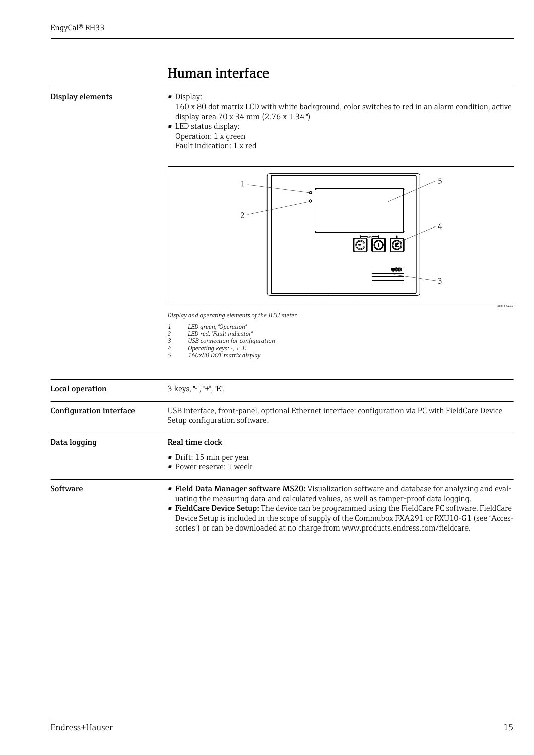# Human interface

**Display elements**

- Display:
  160 x 80 dot matrix LCD with white background, color switches to red in an alarm condition, active display area 70 x 34 mm (2.76 x 1.34 ")
- LED status display:
  Operation: 1 x green
  Fault indication: 1 x red

1
2
5
4
ESC
USB
3
a0013444

*Display and operating elements of the BTU meter*

*1 LED green, "Operation"*
*2 LED red, "Fault indicator"*
*3 USB connection for configuration*
*4 Operating keys: -, +, E*
*5 160x80 DOT matrix display*

**Local operation**

3 keys, "-", "+", "E".

**Configuration interface**

USB interface, front-panel, optional Ethernet interface: configuration via PC with FieldCare Device Setup configuration software.

**Data logging**

**Real time clock**

- Drift: 15 min per year
- Power reserve: 1 week

**Software**

- **Field Data Manager software MS20:** Visualization software and database for analyzing and evaluating the measuring data and calculated values, as well as tamper-proof data logging.
- **FieldCare Device Setup:** The device can be programmed using the FieldCare PC software. FieldCare Device Setup is included in the scope of supply of the Commubox FXA291 or RXU10-G1 (see 'Accessories') or can be downloaded at no charge from www.products.endress.com/fieldcare.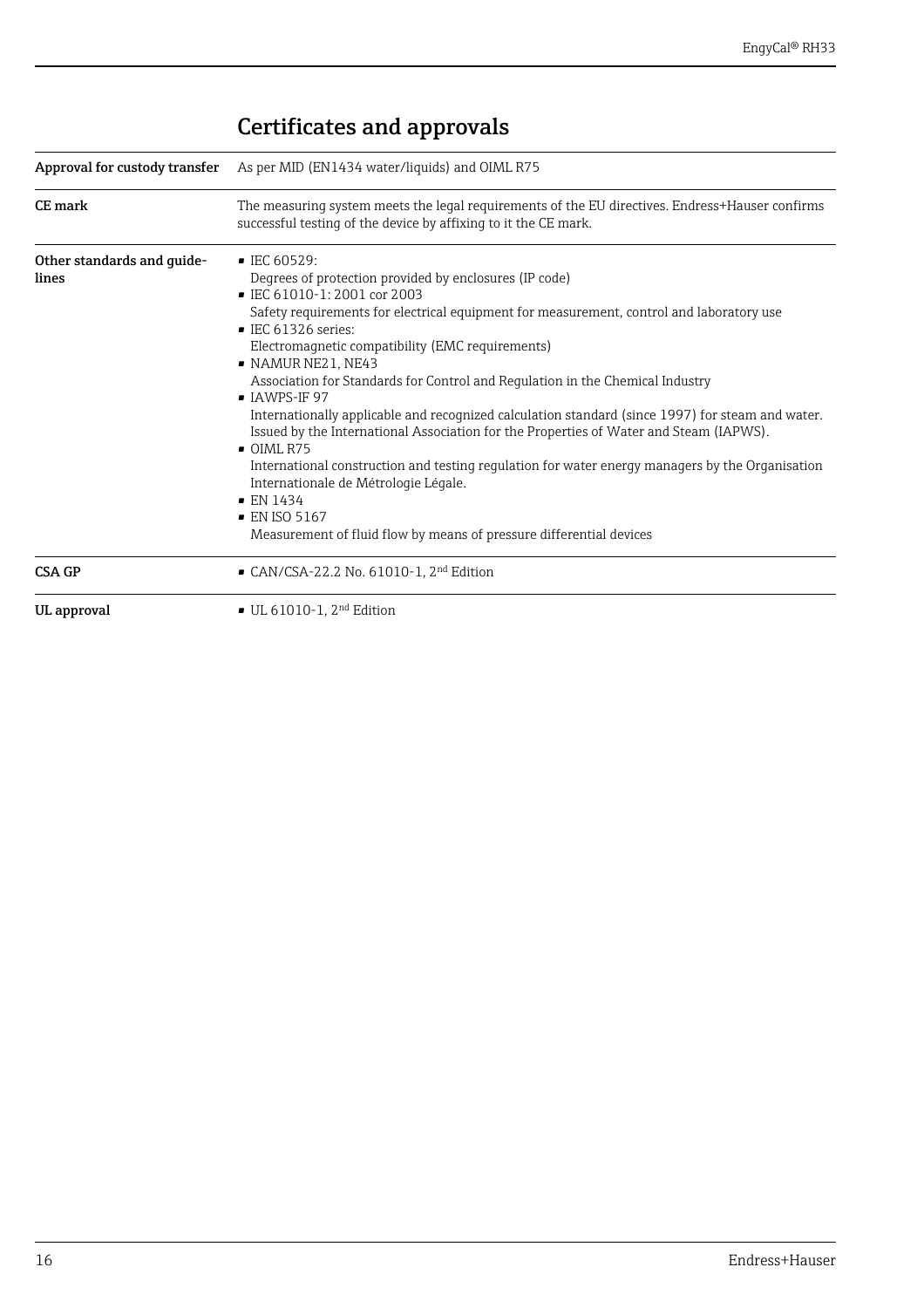# Certificates and approvals

| | |
|---|---|
| **Approval for custody transfer** | As per MID (EN1434 water/liquids) and OIML R75 |
| **CE mark** | The measuring system meets the legal requirements of the EU directives. Endress+Hauser confirms successful testing of the device by affixing to it the CE mark. |
| **Other standards and guidelines** | • IEC 60529:<br>Degrees of protection provided by enclosures (IP code)<br>• IEC 61010-1: 2001 cor 2003<br>Safety requirements for electrical equipment for measurement, control and laboratory use<br>• IEC 61326 series:<br>Electromagnetic compatibility (EMC requirements)<br>• NAMUR NE21, NE43<br>Association for Standards for Control and Regulation in the Chemical Industry<br>• IAWPS-IF 97<br>Internationally applicable and recognized calculation standard (since 1997) for steam and water. Issued by the International Association for the Properties of Water and Steam (IAPWS).<br>• OIML R75<br>International construction and testing regulation for water energy managers by the Organisation Internationale de Métrologie Légale.<br>• EN 1434<br>• EN ISO 5167<br>Measurement of fluid flow by means of pressure differential devices |
| **CSA GP** | • CAN/CSA-22.2 No. 61010-1, 2nd Edition |
| **UL approval** | • UL 61010-1, 2nd Edition |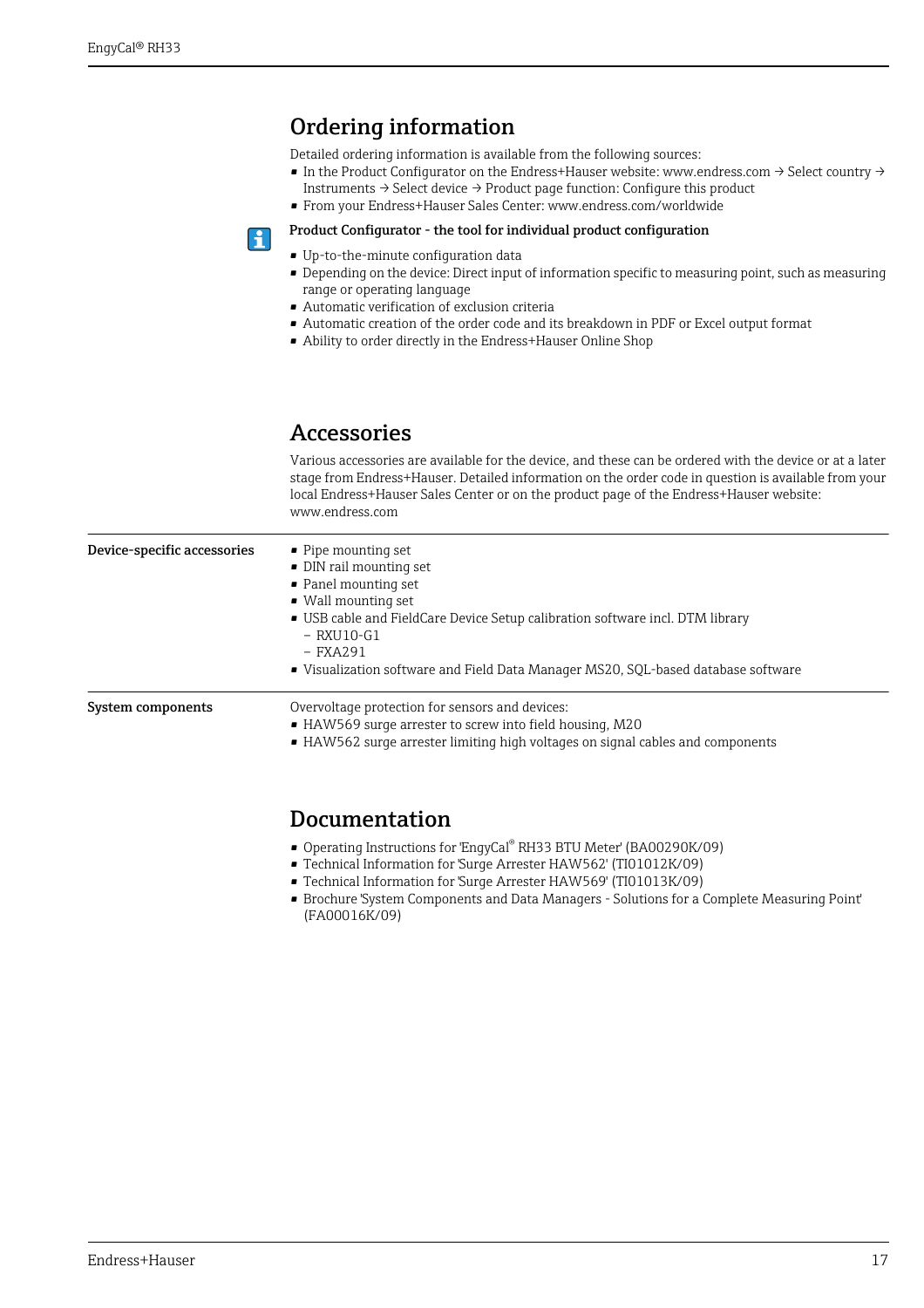# Ordering information

Detailed ordering information is available from the following sources:

- In the Product Configurator on the Endress+Hauser website: www.endress.com → Select country → Instruments → Select device → Product page function: Configure this product
- From your Endress+Hauser Sales Center: www.endress.com/worldwide

**Product Configurator - the tool for individual product configuration**

- Up-to-the-minute configuration data
- Depending on the device: Direct input of information specific to measuring point, such as measuring range or operating language
- Automatic verification of exclusion criteria
- Automatic creation of the order code and its breakdown in PDF or Excel output format
- Ability to order directly in the Endress+Hauser Online Shop

# Accessories

Various accessories are available for the device, and these can be ordered with the device or at a later stage from Endress+Hauser. Detailed information on the order code in question is available from your local Endress+Hauser Sales Center or on the product page of the Endress+Hauser website: www.endress.com

## Device-specific accessories

- Pipe mounting set
- DIN rail mounting set
- Panel mounting set
- Wall mounting set
- USB cable and FieldCare Device Setup calibration software incl. DTM library
  - RXU10-G1
  - FXA291
- Visualization software and Field Data Manager MS20, SQL-based database software

## System components

Overvoltage protection for sensors and devices:

- HAW569 surge arrester to screw into field housing, M20
- HAW562 surge arrester limiting high voltages on signal cables and components

# Documentation

- Operating Instructions for 'EngyCal® RH33 BTU Meter' (BA00290K/09)
- Technical Information for 'Surge Arrester HAW562' (TI01012K/09)
- Technical Information for 'Surge Arrester HAW569' (TI01013K/09)
- Brochure 'System Components and Data Managers - Solutions for a Complete Measuring Point' (FA00016K/09)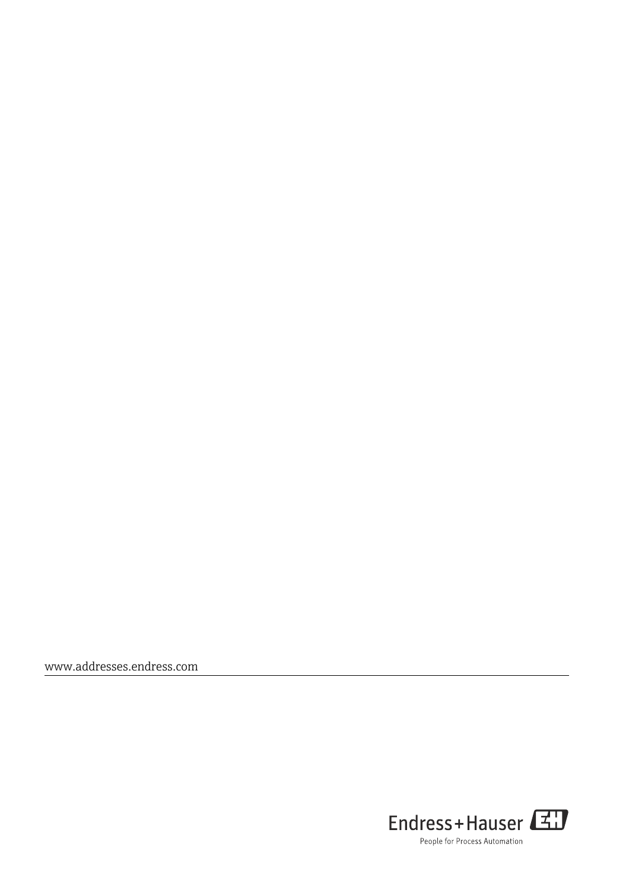www.addresses.endress.com

Endress+Hauser

People for Process Automation